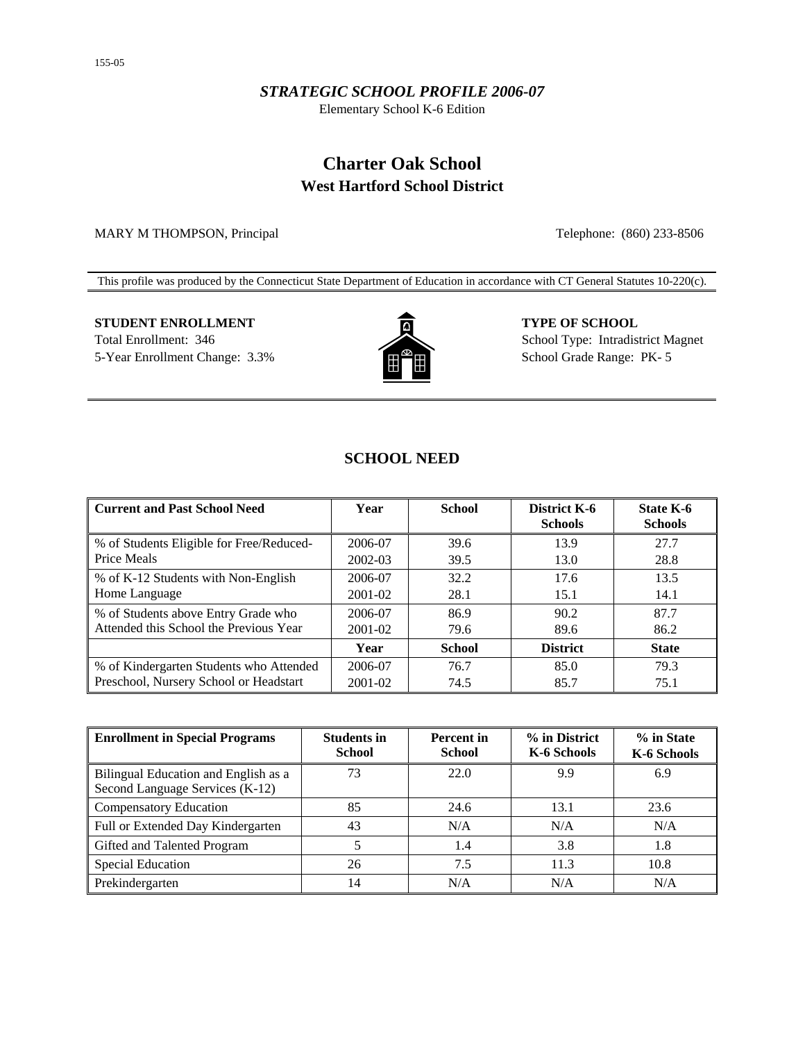155-05

*STRATEGIC SCHOOL PROFILE 2006-07*
Elementary School K-6 Edition

# Charter Oak School
## West Hartford School District

MARY M THOMPSON, Principal

Telephone: (860) 233-8506

This profile was produced by the Connecticut State Department of Education in accordance with CT General Statutes 10-220(c).

**STUDENT ENROLLMENT**
Total Enrollment: 346
5-Year Enrollment Change: 3.3%

**TYPE OF SCHOOL**
School Type: Intradistrict Magnet
School Grade Range: PK- 5

## SCHOOL NEED

| Current and Past School Need | Year | School | District K-6 Schools | State K-6 Schools |
|---|---|---|---|---|
| % of Students Eligible for Free/Reduced-Price Meals | 2006-07 | 39.6 | 13.9 | 27.7 |
| | 2002-03 | 39.5 | 13.0 | 28.8 |
| % of K-12 Students with Non-English Home Language | 2006-07 | 32.2 | 17.6 | 13.5 |
| | 2001-02 | 28.1 | 15.1 | 14.1 |
| % of Students above Entry Grade who Attended this School the Previous Year | 2006-07 | 86.9 | 90.2 | 87.7 |
| | 2001-02 | 79.6 | 89.6 | 86.2 |
| | **Year** | **School** | **District** | **State** |
| % of Kindergarten Students who Attended Preschool, Nursery School or Headstart | 2006-07 | 76.7 | 85.0 | 79.3 |
| | 2001-02 | 74.5 | 85.7 | 75.1 |

| Enrollment in Special Programs | Students in School | Percent in School | % in District K-6 Schools | % in State K-6 Schools |
|---|---|---|---|---|
| Bilingual Education and English as a Second Language Services (K-12) | 73 | 22.0 | 9.9 | 6.9 |
| Compensatory Education | 85 | 24.6 | 13.1 | 23.6 |
| Full or Extended Day Kindergarten | 43 | N/A | N/A | N/A |
| Gifted and Talented Program | 5 | 1.4 | 3.8 | 1.8 |
| Special Education | 26 | 7.5 | 11.3 | 10.8 |
| Prekindergarten | 14 | N/A | N/A | N/A |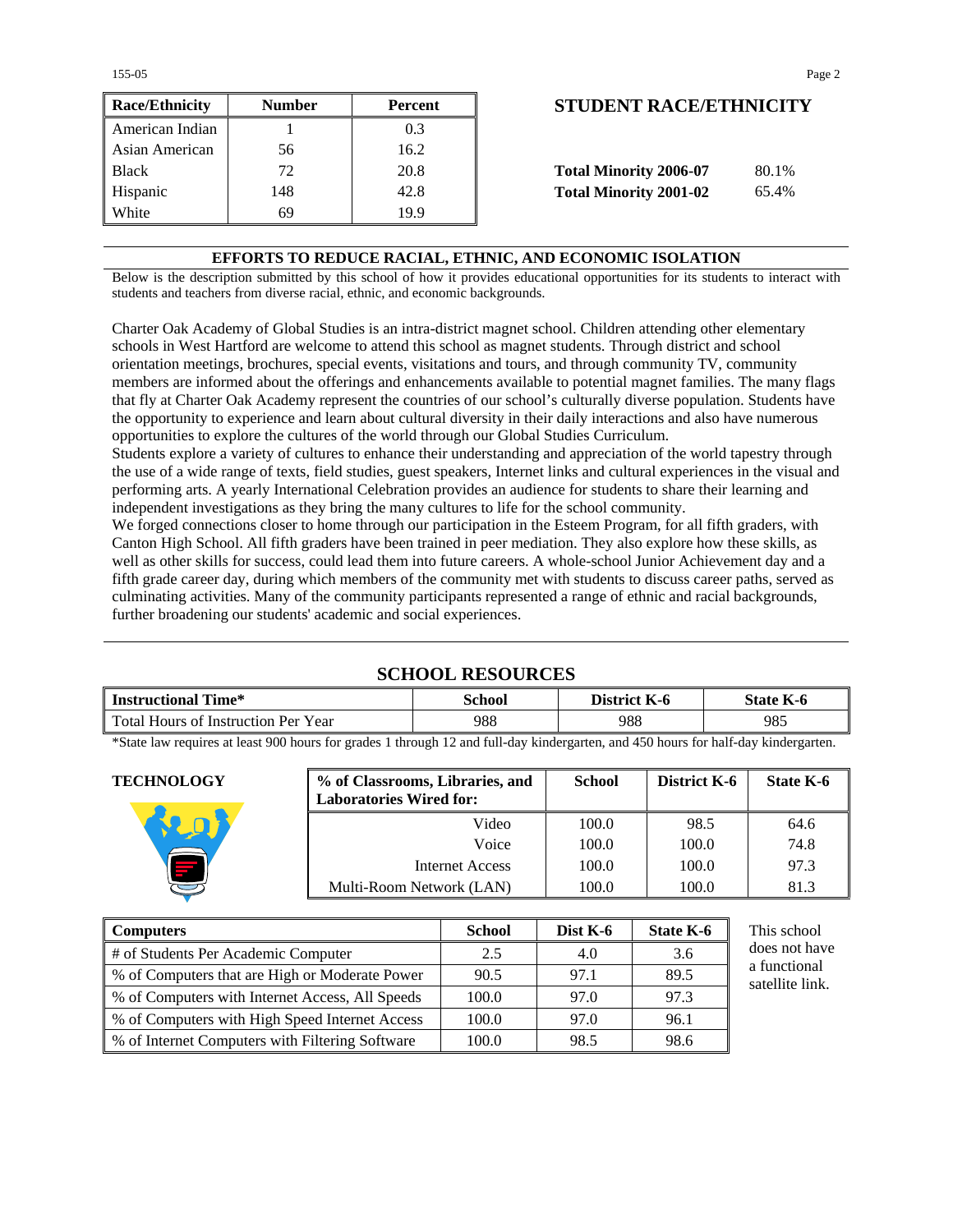| Race/Ethnicity | Number | Percent |
|---|---|---|
| American Indian | 1 | 0.3 |
| Asian American | 56 | 16.2 |
| Black | 72 | 20.8 |
| Hispanic | 148 | 42.8 |
| White | 69 | 19.9 |

## STUDENT RACE/ETHNICITY

**Total Minority 2006-07** 80.1%

**Total Minority 2001-02** 65.4%

## EFFORTS TO REDUCE RACIAL, ETHNIC, AND ECONOMIC ISOLATION

Below is the description submitted by this school of how it provides educational opportunities for its students to interact with students and teachers from diverse racial, ethnic, and economic backgrounds.

Charter Oak Academy of Global Studies is an intra-district magnet school. Children attending other elementary schools in West Hartford are welcome to attend this school as magnet students. Through district and school orientation meetings, brochures, special events, visitations and tours, and through community TV, community members are informed about the offerings and enhancements available to potential magnet families. The many flags that fly at Charter Oak Academy represent the countries of our school's culturally diverse population. Students have the opportunity to experience and learn about cultural diversity in their daily interactions and also have numerous opportunities to explore the cultures of the world through our Global Studies Curriculum.
Students explore a variety of cultures to enhance their understanding and appreciation of the world tapestry through the use of a wide range of texts, field studies, guest speakers, Internet links and cultural experiences in the visual and performing arts. A yearly International Celebration provides an audience for students to share their learning and independent investigations as they bring the many cultures to life for the school community.
We forged connections closer to home through our participation in the Esteem Program, for all fifth graders, with Canton High School. All fifth graders have been trained in peer mediation. They also explore how these skills, as well as other skills for success, could lead them into future careers. A whole-school Junior Achievement day and a fifth grade career day, during which members of the community met with students to discuss career paths, served as culminating activities. Many of the community participants represented a range of ethnic and racial backgrounds, further broadening our students' academic and social experiences.

## SCHOOL RESOURCES

| Instructional Time* | School | District K-6 | State K-6 |
|---|---|---|---|
| Total Hours of Instruction Per Year | 988 | 988 | 985 |

*State law requires at least 900 hours for grades 1 through 12 and full-day kindergarten, and 450 hours for half-day kindergarten.

### TECHNOLOGY

| % of Classrooms, Libraries, and Laboratories Wired for: | School | District K-6 | State K-6 |
|---|---|---|---|
| Video | 100.0 | 98.5 | 64.6 |
| Voice | 100.0 | 100.0 | 74.8 |
| Internet Access | 100.0 | 100.0 | 97.3 |
| Multi-Room Network (LAN) | 100.0 | 100.0 | 81.3 |

| Computers | School | Dist K-6 | State K-6 |
|---|---|---|---|
| # of Students Per Academic Computer | 2.5 | 4.0 | 3.6 |
| % of Computers that are High or Moderate Power | 90.5 | 97.1 | 89.5 |
| % of Computers with Internet Access, All Speeds | 100.0 | 97.0 | 97.3 |
| % of Computers with High Speed Internet Access | 100.0 | 97.0 | 96.1 |
| % of Internet Computers with Filtering Software | 100.0 | 98.5 | 98.6 |

This school does not have a functional satellite link.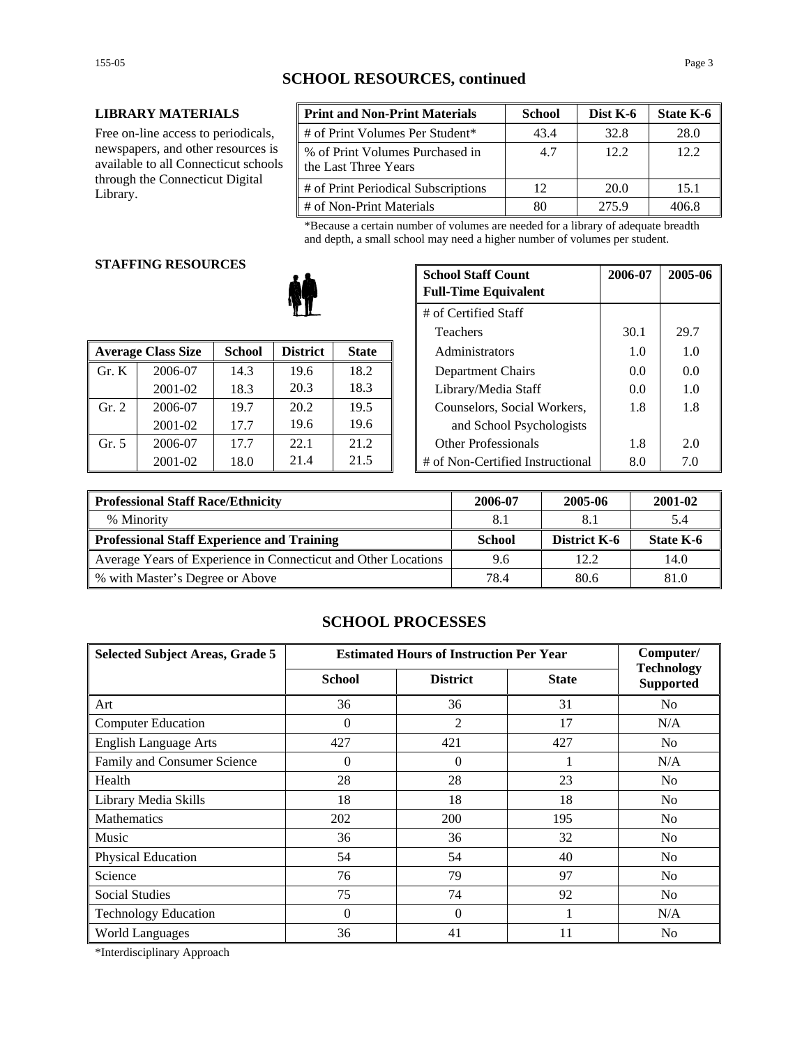# SCHOOL RESOURCES, continued

### LIBRARY MATERIALS

Free on-line access to periodicals, newspapers, and other resources is available to all Connecticut schools through the Connecticut Digital Library.

| Print and Non-Print Materials | School | Dist K-6 | State K-6 |
|---|---|---|---|
| # of Print Volumes Per Student* | 43.4 | 32.8 | 28.0 |
| % of Print Volumes Purchased in the Last Three Years | 4.7 | 12.2 | 12.2 |
| # of Print Periodical Subscriptions | 12 | 20.0 | 15.1 |
| # of Non-Print Materials | 80 | 275.9 | 406.8 |

*Because a certain number of volumes are needed for a library of adequate breadth and depth, a small school may need a higher number of volumes per student.

### STAFFING RESOURCES

| Average Class Size | | School | District | State |
|---|---|---|---|---|
| Gr. K | 2006-07 | 14.3 | 19.6 | 18.2 |
| | 2001-02 | 18.3 | 20.3 | 18.3 |
| Gr. 2 | 2006-07 | 19.7 | 20.2 | 19.5 |
| | 2001-02 | 17.7 | 19.6 | 19.6 |
| Gr. 5 | 2006-07 | 17.7 | 22.1 | 21.2 |
| | 2001-02 | 18.0 | 21.4 | 21.5 |

| School Staff Count Full-Time Equivalent | 2006-07 | 2005-06 |
|---|---|---|
| # of Certified Staff | | |
| Teachers | 30.1 | 29.7 |
| Administrators | 1.0 | 1.0 |
| Department Chairs | 0.0 | 0.0 |
| Library/Media Staff | 0.0 | 1.0 |
| Counselors, Social Workers, and School Psychologists | 1.8 | 1.8 |
| Other Professionals | 1.8 | 2.0 |
| # of Non-Certified Instructional | 8.0 | 7.0 |

| Professional Staff Race/Ethnicity | 2006-07 | 2005-06 | 2001-02 |
|---|---|---|---|
| % Minority | 8.1 | 8.1 | 5.4 |
| **Professional Staff Experience and Training** | **School** | **District K-6** | **State K-6** |
| Average Years of Experience in Connecticut and Other Locations | 9.6 | 12.2 | 14.0 |
| % with Master's Degree or Above | 78.4 | 80.6 | 81.0 |

# SCHOOL PROCESSES

| Selected Subject Areas, Grade 5 | Estimated Hours of Instruction Per Year | | | Computer/ Technology Supported |
|---|---|---|---|---|
| | School | District | State | |
| Art | 36 | 36 | 31 | No |
| Computer Education | 0 | 2 | 17 | N/A |
| English Language Arts | 427 | 421 | 427 | No |
| Family and Consumer Science | 0 | 0 | 1 | N/A |
| Health | 28 | 28 | 23 | No |
| Library Media Skills | 18 | 18 | 18 | No |
| Mathematics | 202 | 200 | 195 | No |
| Music | 36 | 36 | 32 | No |
| Physical Education | 54 | 54 | 40 | No |
| Science | 76 | 79 | 97 | No |
| Social Studies | 75 | 74 | 92 | No |
| Technology Education | 0 | 0 | 1 | N/A |
| World Languages | 36 | 41 | 11 | No |

*Interdisciplinary Approach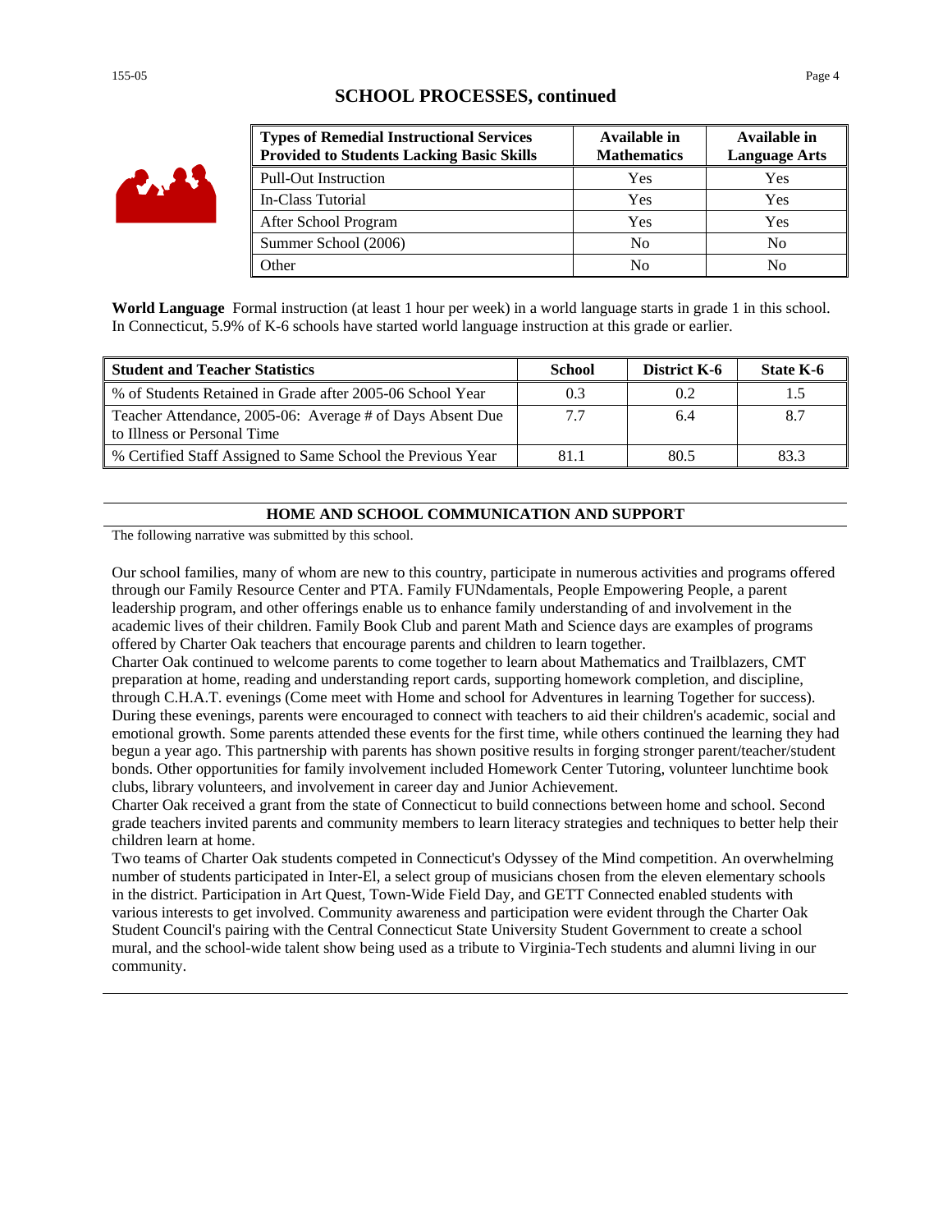## SCHOOL PROCESSES, continued

| Types of Remedial Instructional Services Provided to Students Lacking Basic Skills | Available in Mathematics | Available in Language Arts |
|---|---|---|
| Pull-Out Instruction | Yes | Yes |
| In-Class Tutorial | Yes | Yes |
| After School Program | Yes | Yes |
| Summer School (2006) | No | No |
| Other | No | No |

**World Language** Formal instruction (at least 1 hour per week) in a world language starts in grade 1 in this school. In Connecticut, 5.9% of K-6 schools have started world language instruction at this grade or earlier.

| Student and Teacher Statistics | School | District K-6 | State K-6 |
|---|---|---|---|
| % of Students Retained in Grade after 2005-06 School Year | 0.3 | 0.2 | 1.5 |
| Teacher Attendance, 2005-06: Average # of Days Absent Due to Illness or Personal Time | 7.7 | 6.4 | 8.7 |
| % Certified Staff Assigned to Same School the Previous Year | 81.1 | 80.5 | 83.3 |

## HOME AND SCHOOL COMMUNICATION AND SUPPORT

The following narrative was submitted by this school.

Our school families, many of whom are new to this country, participate in numerous activities and programs offered through our Family Resource Center and PTA. Family FUNdamentals, People Empowering People, a parent leadership program, and other offerings enable us to enhance family understanding of and involvement in the academic lives of their children. Family Book Club and parent Math and Science days are examples of programs offered by Charter Oak teachers that encourage parents and children to learn together.

Charter Oak continued to welcome parents to come together to learn about Mathematics and Trailblazers, CMT preparation at home, reading and understanding report cards, supporting homework completion, and discipline, through C.H.A.T. evenings (Come meet with Home and school for Adventures in learning Together for success). During these evenings, parents were encouraged to connect with teachers to aid their children's academic, social and emotional growth. Some parents attended these events for the first time, while others continued the learning they had begun a year ago. This partnership with parents has shown positive results in forging stronger parent/teacher/student bonds. Other opportunities for family involvement included Homework Center Tutoring, volunteer lunchtime book clubs, library volunteers, and involvement in career day and Junior Achievement.

Charter Oak received a grant from the state of Connecticut to build connections between home and school. Second grade teachers invited parents and community members to learn literacy strategies and techniques to better help their children learn at home.

Two teams of Charter Oak students competed in Connecticut's Odyssey of the Mind competition. An overwhelming number of students participated in Inter-El, a select group of musicians chosen from the eleven elementary schools in the district. Participation in Art Quest, Town-Wide Field Day, and GETT Connected enabled students with various interests to get involved. Community awareness and participation were evident through the Charter Oak Student Council's pairing with the Central Connecticut State University Student Government to create a school mural, and the school-wide talent show being used as a tribute to Virginia-Tech students and alumni living in our community.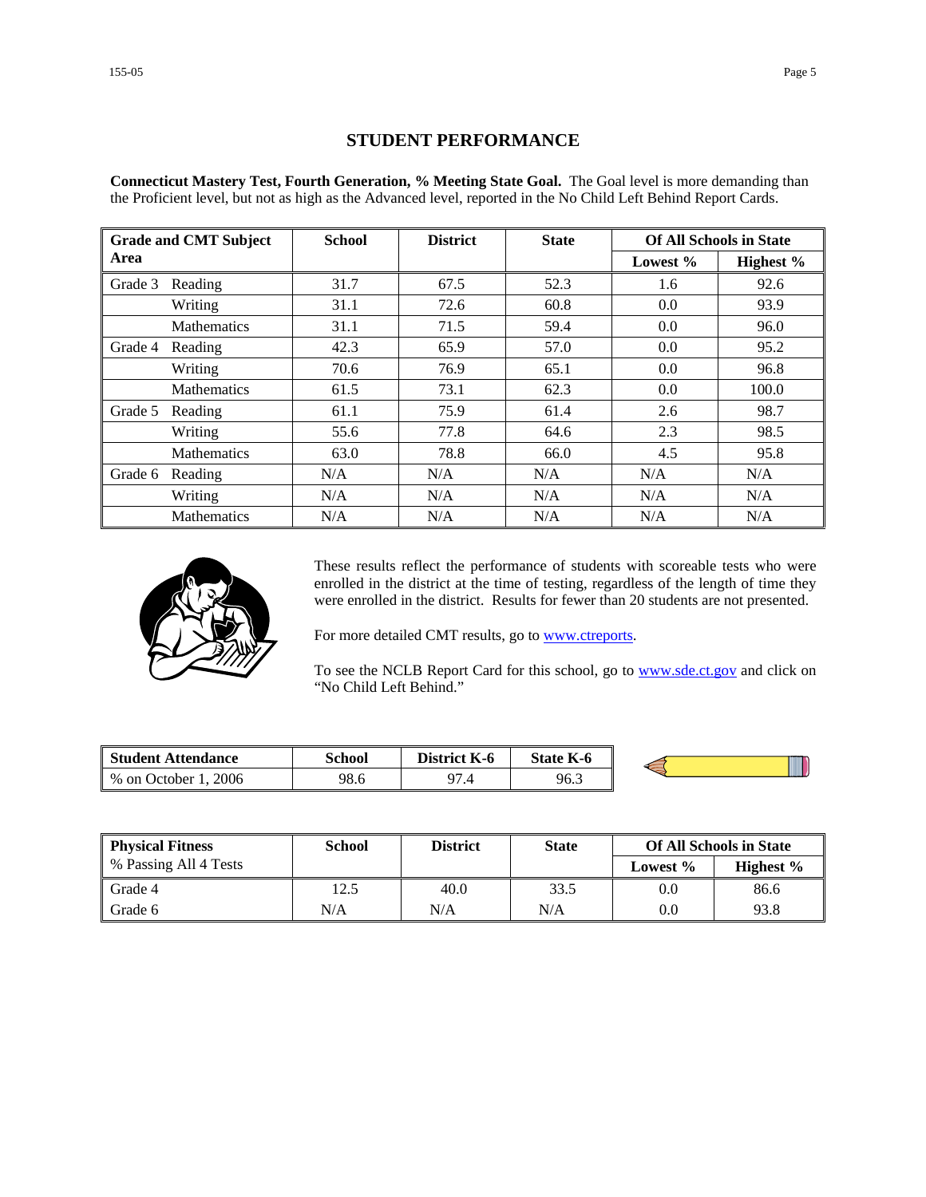## STUDENT PERFORMANCE

**Connecticut Mastery Test, Fourth Generation, % Meeting State Goal.** The Goal level is more demanding than the Proficient level, but not as high as the Advanced level, reported in the No Child Left Behind Report Cards.

| Grade and CMT Subject Area | | School | District | State | Of All Schools in State | |
|---|---|---|---|---|---|---|
| | | | | | Lowest % | Highest % |
| Grade 3 | Reading | 31.7 | 67.5 | 52.3 | 1.6 | 92.6 |
| | Writing | 31.1 | 72.6 | 60.8 | 0.0 | 93.9 |
| | Mathematics | 31.1 | 71.5 | 59.4 | 0.0 | 96.0 |
| Grade 4 | Reading | 42.3 | 65.9 | 57.0 | 0.0 | 95.2 |
| | Writing | 70.6 | 76.9 | 65.1 | 0.0 | 96.8 |
| | Mathematics | 61.5 | 73.1 | 62.3 | 0.0 | 100.0 |
| Grade 5 | Reading | 61.1 | 75.9 | 61.4 | 2.6 | 98.7 |
| | Writing | 55.6 | 77.8 | 64.6 | 2.3 | 98.5 |
| | Mathematics | 63.0 | 78.8 | 66.0 | 4.5 | 95.8 |
| Grade 6 | Reading | N/A | N/A | N/A | N/A | N/A |
| | Writing | N/A | N/A | N/A | N/A | N/A |
| | Mathematics | N/A | N/A | N/A | N/A | N/A |

These results reflect the performance of students with scoreable tests who were enrolled in the district at the time of testing, regardless of the length of time they were enrolled in the district. Results for fewer than 20 students are not presented.

For more detailed CMT results, go to www.ctreports.

To see the NCLB Report Card for this school, go to www.sde.ct.gov and click on "No Child Left Behind."

| Student Attendance | School | District K-6 | State K-6 |
|---|---|---|---|
| % on October 1, 2006 | 98.6 | 97.4 | 96.3 |

| Physical Fitness<br>% Passing All 4 Tests | School | District | State | Of All Schools in State | |
|---|---|---|---|---|---|
| | | | | Lowest % | Highest % |
| Grade 4 | 12.5 | 40.0 | 33.5 | 0.0 | 86.6 |
| Grade 6 | N/A | N/A | N/A | 0.0 | 93.8 |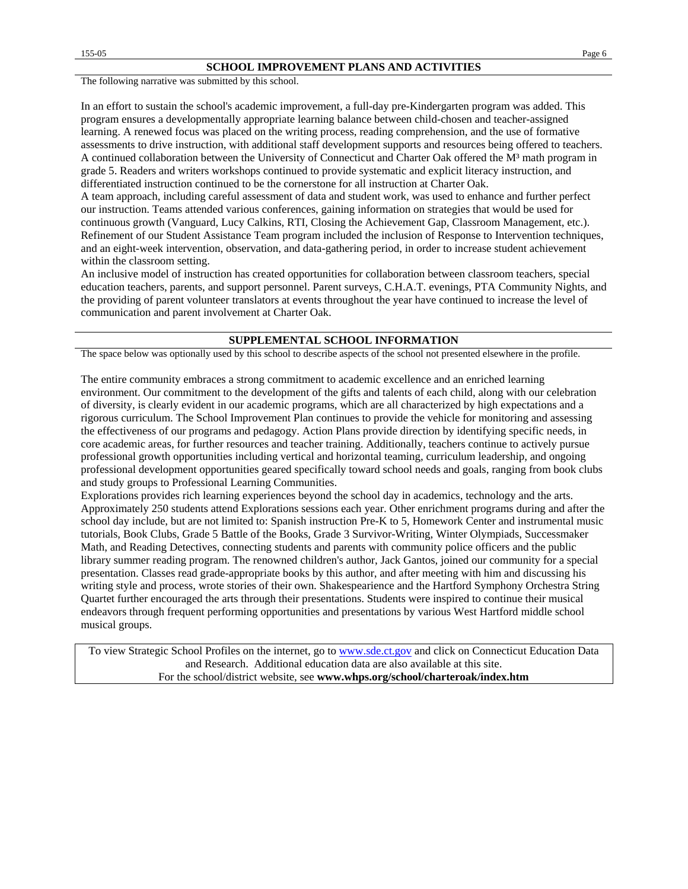## SCHOOL IMPROVEMENT PLANS AND ACTIVITIES

The following narrative was submitted by this school.

In an effort to sustain the school's academic improvement, a full-day pre-Kindergarten program was added. This program ensures a developmentally appropriate learning balance between child-chosen and teacher-assigned learning. A renewed focus was placed on the writing process, reading comprehension, and the use of formative assessments to drive instruction, with additional staff development supports and resources being offered to teachers. A continued collaboration between the University of Connecticut and Charter Oak offered the M³ math program in grade 5. Readers and writers workshops continued to provide systematic and explicit literacy instruction, and differentiated instruction continued to be the cornerstone for all instruction at Charter Oak.

A team approach, including careful assessment of data and student work, was used to enhance and further perfect our instruction. Teams attended various conferences, gaining information on strategies that would be used for continuous growth (Vanguard, Lucy Calkins, RTI, Closing the Achievement Gap, Classroom Management, etc.). Refinement of our Student Assistance Team program included the inclusion of Response to Intervention techniques, and an eight-week intervention, observation, and data-gathering period, in order to increase student achievement within the classroom setting.

An inclusive model of instruction has created opportunities for collaboration between classroom teachers, special education teachers, parents, and support personnel. Parent surveys, C.H.A.T. evenings, PTA Community Nights, and the providing of parent volunteer translators at events throughout the year have continued to increase the level of communication and parent involvement at Charter Oak.

## SUPPLEMENTAL SCHOOL INFORMATION

The space below was optionally used by this school to describe aspects of the school not presented elsewhere in the profile.

The entire community embraces a strong commitment to academic excellence and an enriched learning environment. Our commitment to the development of the gifts and talents of each child, along with our celebration of diversity, is clearly evident in our academic programs, which are all characterized by high expectations and a rigorous curriculum. The School Improvement Plan continues to provide the vehicle for monitoring and assessing the effectiveness of our programs and pedagogy. Action Plans provide direction by identifying specific needs, in core academic areas, for further resources and teacher training. Additionally, teachers continue to actively pursue professional growth opportunities including vertical and horizontal teaming, curriculum leadership, and ongoing professional development opportunities geared specifically toward school needs and goals, ranging from book clubs and study groups to Professional Learning Communities.

Explorations provides rich learning experiences beyond the school day in academics, technology and the arts. Approximately 250 students attend Explorations sessions each year. Other enrichment programs during and after the school day include, but are not limited to: Spanish instruction Pre-K to 5, Homework Center and instrumental music tutorials, Book Clubs, Grade 5 Battle of the Books, Grade 3 Survivor-Writing, Winter Olympiads, Successmaker Math, and Reading Detectives, connecting students and parents with community police officers and the public library summer reading program. The renowned children's author, Jack Gantos, joined our community for a special presentation. Classes read grade-appropriate books by this author, and after meeting with him and discussing his writing style and process, wrote stories of their own. Shakespearience and the Hartford Symphony Orchestra String Quartet further encouraged the arts through their presentations. Students were inspired to continue their musical endeavors through frequent performing opportunities and presentations by various West Hartford middle school musical groups.

To view Strategic School Profiles on the internet, go to www.sde.ct.gov and click on Connecticut Education Data and Research. Additional education data are also available at this site.
For the school/district website, see **www.whps.org/school/charteroak/index.htm**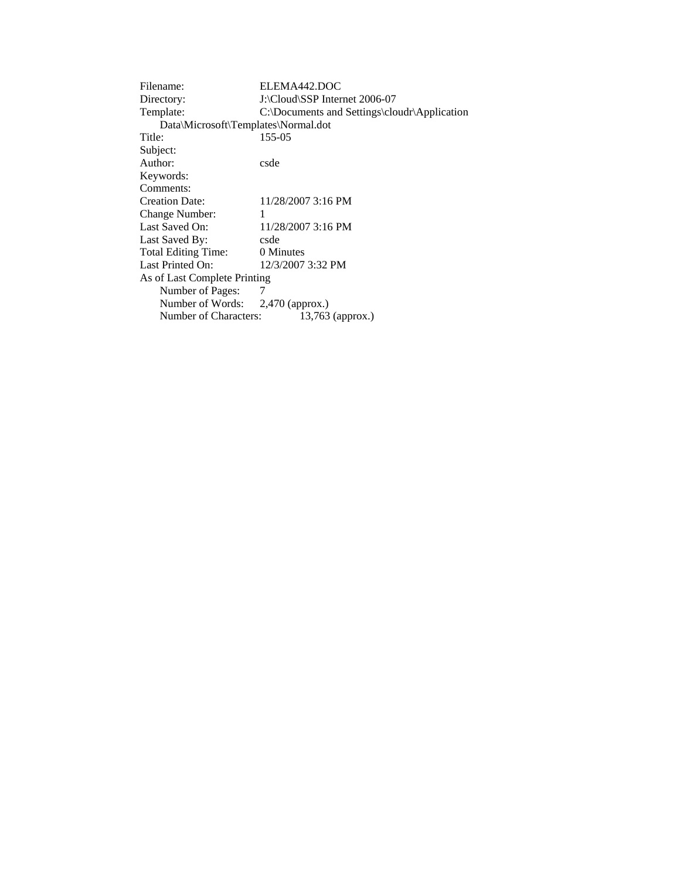Filename: ELEMA442.DOC
Directory: J:\Cloud\SSP Internet 2006-07
Template: C:\Documents and Settings\cloudr\Application Data\Microsoft\Templates\Normal.dot
Title: 155-05
Subject:
Author: csde
Keywords:
Comments:
Creation Date: 11/28/2007 3:16 PM
Change Number: 1
Last Saved On: 11/28/2007 3:16 PM
Last Saved By: csde
Total Editing Time: 0 Minutes
Last Printed On: 12/3/2007 3:32 PM
As of Last Complete Printing
Number of Pages: 7
Number of Words: 2,470 (approx.)
Number of Characters: 13,763 (approx.)